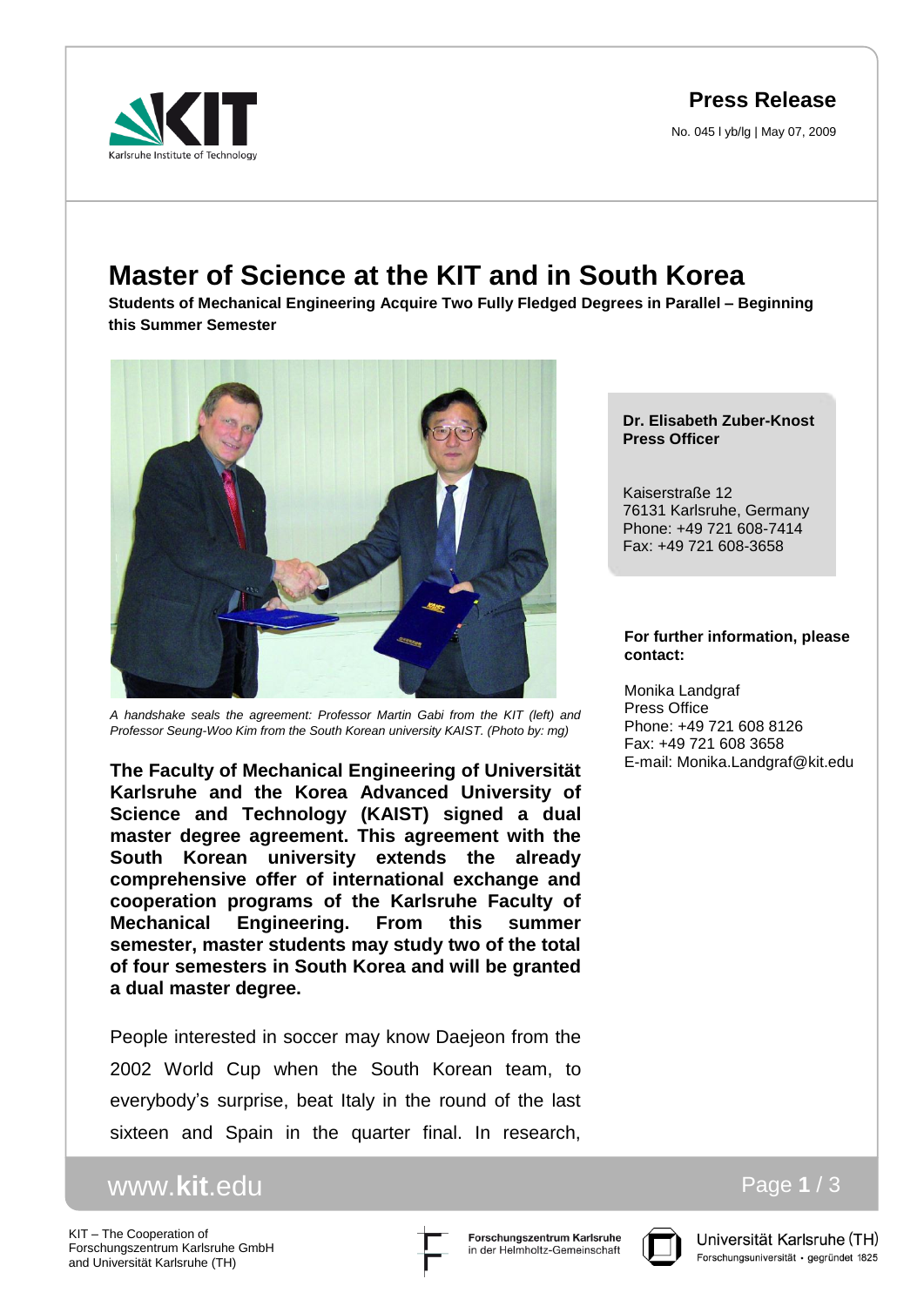**Press Release**

No. 045 l yb/lg | May 07, 2009

# Master of Science at the KIT and in South Korea

**Students of Mechanical Engineering Acquire Two Fully Fledged Degrees in Parallel – Beginning this Summer Semester**

*A handshake seals the agreement: Professor Martin Gabi from the KIT (left) and Professor Seung-Woo Kim from the South Korean university KAIST. (Photo by: mg)*

**The Faculty of Mechanical Engineering of Universität Karlsruhe and the Korea Advanced University of Science and Technology (KAIST) signed a dual master degree agreement. This agreement with the South Korean university extends the already comprehensive offer of international exchange and cooperation programs of the Karlsruhe Faculty of Mechanical Engineering. From this summer semester, master students may study two of the total of four semesters in South Korea and will be granted a dual master degree.**

People interested in soccer may know Daejeon from the 2002 World Cup when the South Korean team, to everybody's surprise, beat Italy in the round of the last sixteen and Spain in the quarter final. In research,

**Dr. Elisabeth Zuber-Knost**
**Press Officer**

Kaiserstraße 12
76131 Karlsruhe, Germany
Phone: +49 721 608-7414
Fax: +49 721 608-3658

**For further information, please contact:**

Monika Landgraf
Press Office
Phone: +49 721 608 8126
Fax: +49 721 608 3658
E-mail: Monika.Landgraf@kit.edu

KIT – The Cooperation of Forschungszentrum Karlsruhe GmbH and Universität Karlsruhe (TH)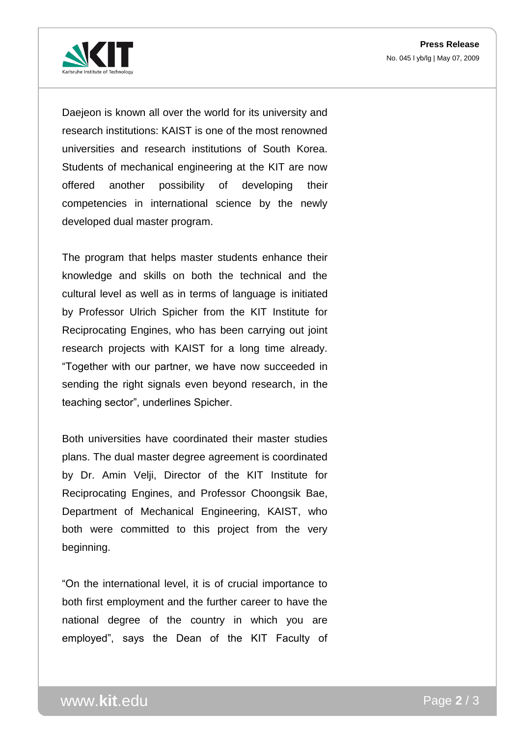Daejeon is known all over the world for its university and research institutions: KAIST is one of the most renowned universities and research institutions of South Korea. Students of mechanical engineering at the KIT are now offered another possibility of developing their competencies in international science by the newly developed dual master program.

The program that helps master students enhance their knowledge and skills on both the technical and the cultural level as well as in terms of language is initiated by Professor Ulrich Spicher from the KIT Institute for Reciprocating Engines, who has been carrying out joint research projects with KAIST for a long time already. “Together with our partner, we have now succeeded in sending the right signals even beyond research, in the teaching sector”, underlines Spicher.

Both universities have coordinated their master studies plans. The dual master degree agreement is coordinated by Dr. Amin Velji, Director of the KIT Institute for Reciprocating Engines, and Professor Choongsik Bae, Department of Mechanical Engineering, KAIST, who both were committed to this project from the very beginning.

“On the international level, it is of crucial importance to both first employment and the further career to have the national degree of the country in which you are employed”, says the Dean of the KIT Faculty of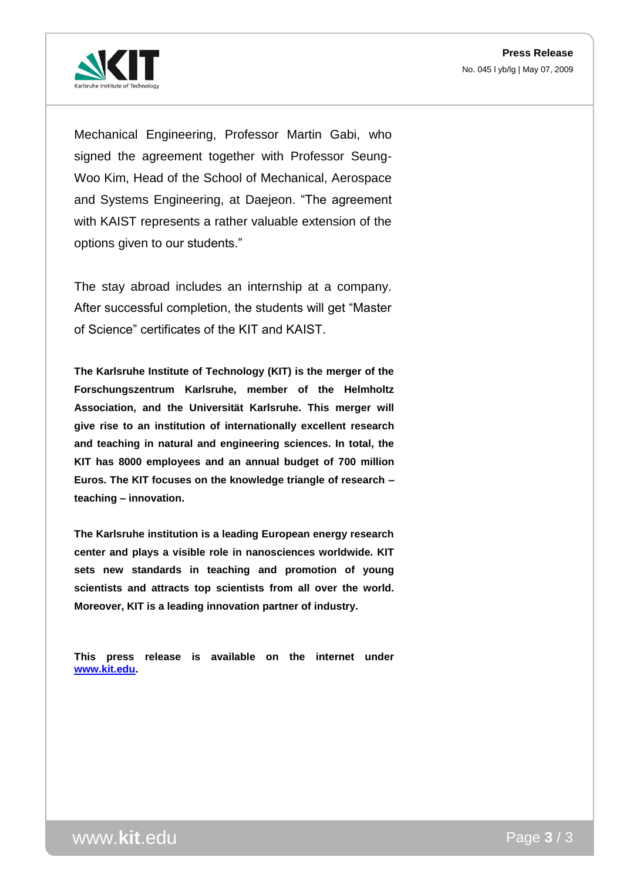Mechanical Engineering, Professor Martin Gabi, who signed the agreement together with Professor Seung-Woo Kim, Head of the School of Mechanical, Aerospace and Systems Engineering, at Daejeon. “The agreement with KAIST represents a rather valuable extension of the options given to our students.”

The stay abroad includes an internship at a company. After successful completion, the students will get “Master of Science” certificates of the KIT and KAIST.

**The Karlsruhe Institute of Technology (KIT) is the merger of the Forschungszentrum Karlsruhe, member of the Helmholtz Association, and the Universität Karlsruhe. This merger will give rise to an institution of internationally excellent research and teaching in natural and engineering sciences. In total, the KIT has 8000 employees and an annual budget of 700 million Euros. The KIT focuses on the knowledge triangle of research – teaching – innovation.**

**The Karlsruhe institution is a leading European energy research center and plays a visible role in nanosciences worldwide. KIT sets new standards in teaching and promotion of young scientists and attracts top scientists from all over the world. Moreover, KIT is a leading innovation partner of industry.**

**This press release is available on the internet under [www.kit.edu](http://www.kit.edu).**